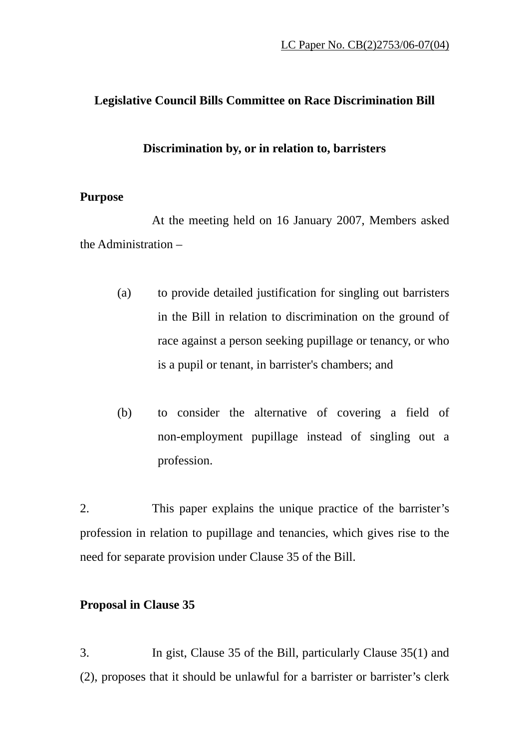LC Paper No. CB(2)2753/06-07(04)

# Legislative Council Bills Committee on Race Discrimination Bill

## Discrimination by, or in relation to, barristers

**Purpose**

At the meeting held on 16 January 2007, Members asked the Administration –

(a) to provide detailed justification for singling out barristers in the Bill in relation to discrimination on the ground of race against a person seeking pupillage or tenancy, or who is a pupil or tenant, in barrister's chambers; and

(b) to consider the alternative of covering a field of non-employment pupillage instead of singling out a profession.

2. This paper explains the unique practice of the barrister's profession in relation to pupillage and tenancies, which gives rise to the need for separate provision under Clause 35 of the Bill.

**Proposal in Clause 35**

3. In gist, Clause 35 of the Bill, particularly Clause 35(1) and (2), proposes that it should be unlawful for a barrister or barrister's clerk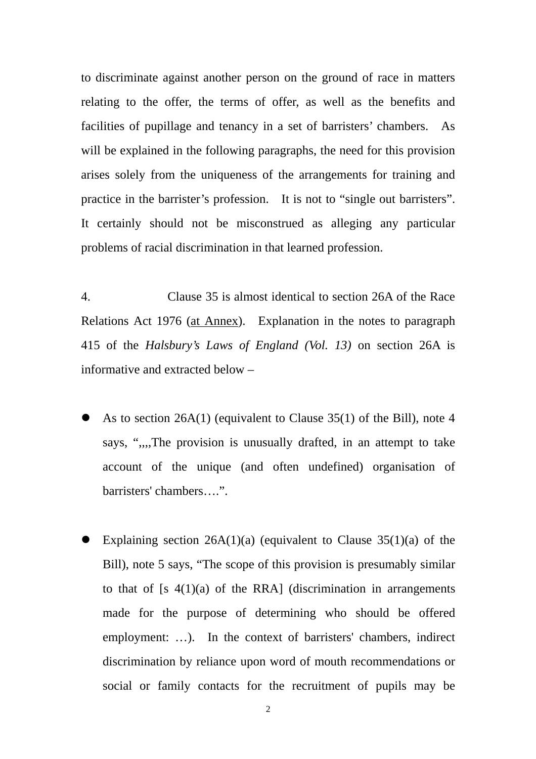to discriminate against another person on the ground of race in matters relating to the offer, the terms of offer, as well as the benefits and facilities of pupillage and tenancy in a set of barristers' chambers. As will be explained in the following paragraphs, the need for this provision arises solely from the uniqueness of the arrangements for training and practice in the barrister's profession. It is not to "single out barristers". It certainly should not be misconstrued as alleging any particular problems of racial discrimination in that learned profession.

4. Clause 35 is almost identical to section 26A of the Race Relations Act 1976 (at Annex). Explanation in the notes to paragraph 415 of the *Halsbury's Laws of England (Vol. 13)* on section 26A is informative and extracted below –

- As to section 26A(1) (equivalent to Clause 35(1) of the Bill), note 4 says, ",,,,The provision is unusually drafted, in an attempt to take account of the unique (and often undefined) organisation of barristers' chambers….".

- Explaining section 26A(1)(a) (equivalent to Clause 35(1)(a) of the Bill), note 5 says, "The scope of this provision is presumably similar to that of [s 4(1)(a) of the RRA] (discrimination in arrangements made for the purpose of determining who should be offered employment: …). In the context of barristers' chambers, indirect discrimination by reliance upon word of mouth recommendations or social or family contacts for the recruitment of pupils may be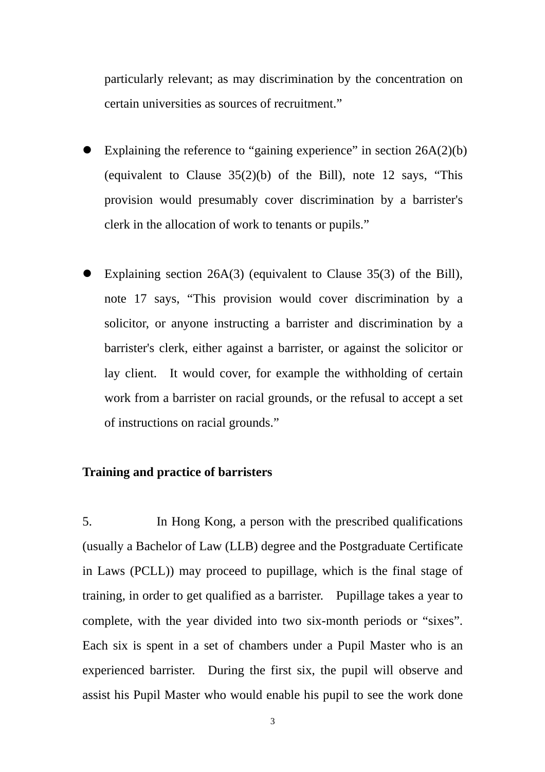particularly relevant; as may discrimination by the concentration on certain universities as sources of recruitment."

- Explaining the reference to "gaining experience" in section 26A(2)(b) (equivalent to Clause 35(2)(b) of the Bill), note 12 says, "This provision would presumably cover discrimination by a barrister's clerk in the allocation of work to tenants or pupils."

- Explaining section 26A(3) (equivalent to Clause 35(3) of the Bill), note 17 says, "This provision would cover discrimination by a solicitor, or anyone instructing a barrister and discrimination by a barrister's clerk, either against a barrister, or against the solicitor or lay client. It would cover, for example the withholding of certain work from a barrister on racial grounds, or the refusal to accept a set of instructions on racial grounds."

**Training and practice of barristers**

5. In Hong Kong, a person with the prescribed qualifications (usually a Bachelor of Law (LLB) degree and the Postgraduate Certificate in Laws (PCLL)) may proceed to pupillage, which is the final stage of training, in order to get qualified as a barrister. Pupillage takes a year to complete, with the year divided into two six-month periods or "sixes". Each six is spent in a set of chambers under a Pupil Master who is an experienced barrister. During the first six, the pupil will observe and assist his Pupil Master who would enable his pupil to see the work done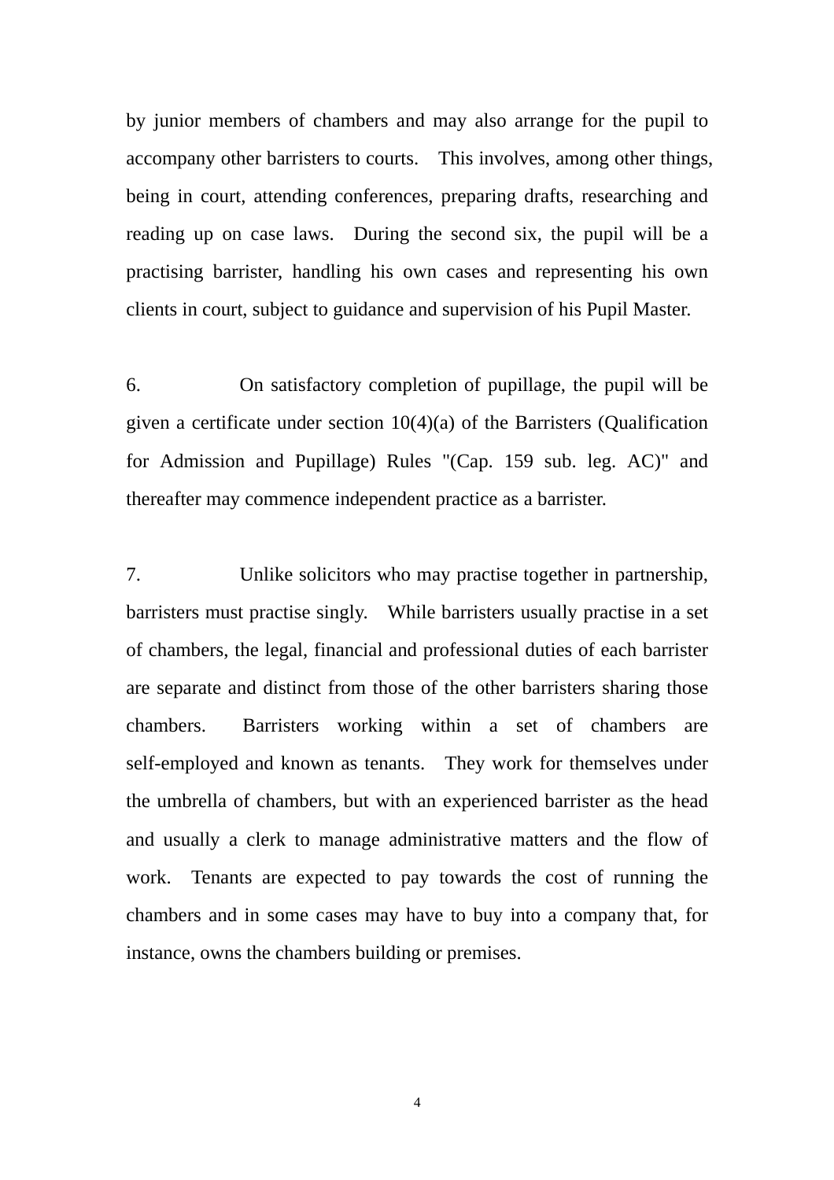by junior members of chambers and may also arrange for the pupil to accompany other barristers to courts. This involves, among other things, being in court, attending conferences, preparing drafts, researching and reading up on case laws. During the second six, the pupil will be a practising barrister, handling his own cases and representing his own clients in court, subject to guidance and supervision of his Pupil Master.

6. On satisfactory completion of pupillage, the pupil will be given a certificate under section 10(4)(a) of the Barristers (Qualification for Admission and Pupillage) Rules "(Cap. 159 sub. leg. AC)" and thereafter may commence independent practice as a barrister.

7. Unlike solicitors who may practise together in partnership, barristers must practise singly. While barristers usually practise in a set of chambers, the legal, financial and professional duties of each barrister are separate and distinct from those of the other barristers sharing those chambers. Barristers working within a set of chambers are self-employed and known as tenants. They work for themselves under the umbrella of chambers, but with an experienced barrister as the head and usually a clerk to manage administrative matters and the flow of work. Tenants are expected to pay towards the cost of running the chambers and in some cases may have to buy into a company that, for instance, owns the chambers building or premises.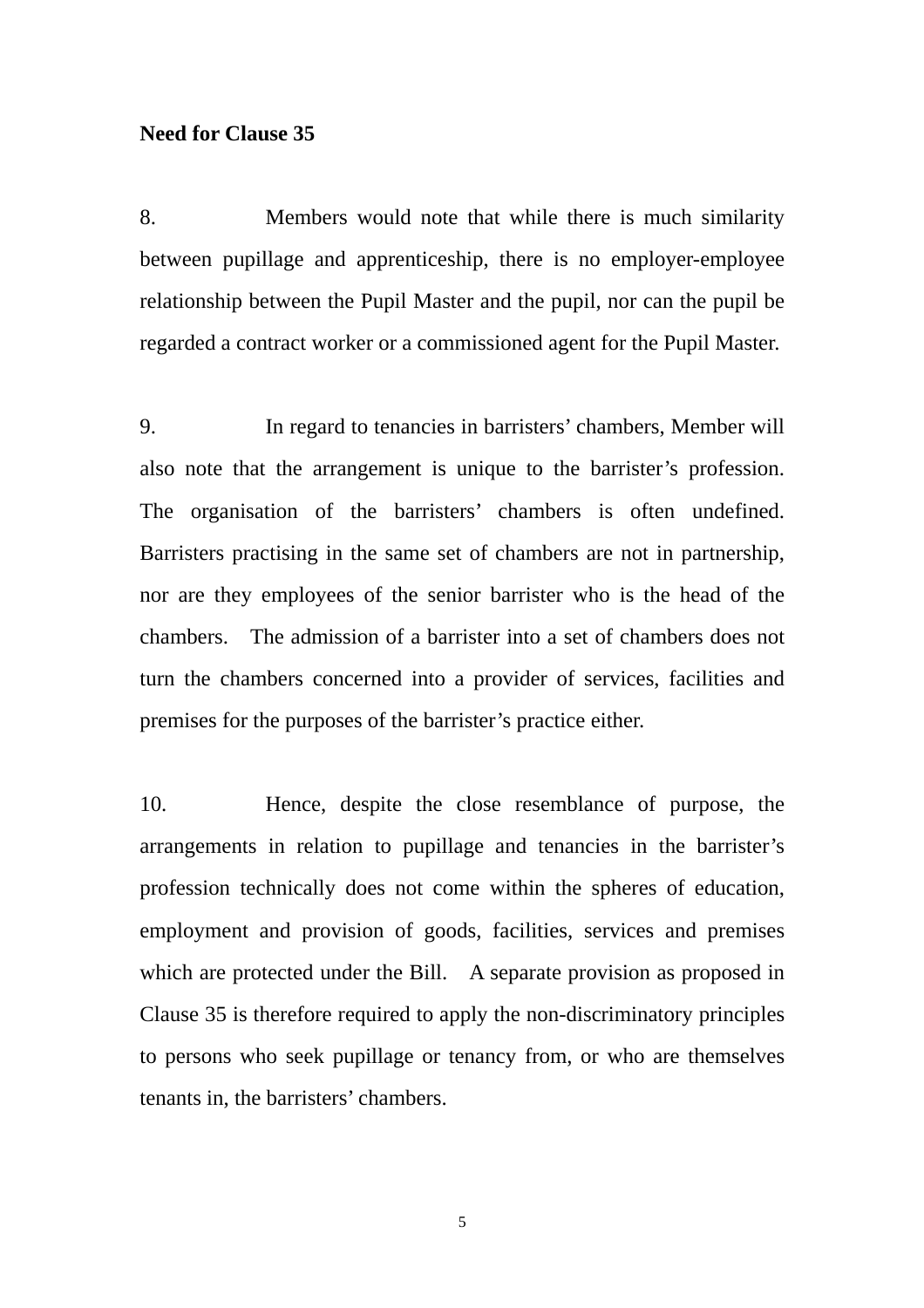**Need for Clause 35**

8. Members would note that while there is much similarity between pupillage and apprenticeship, there is no employer-employee relationship between the Pupil Master and the pupil, nor can the pupil be regarded a contract worker or a commissioned agent for the Pupil Master.

9. In regard to tenancies in barristers' chambers, Member will also note that the arrangement is unique to the barrister's profession. The organisation of the barristers' chambers is often undefined. Barristers practising in the same set of chambers are not in partnership, nor are they employees of the senior barrister who is the head of the chambers. The admission of a barrister into a set of chambers does not turn the chambers concerned into a provider of services, facilities and premises for the purposes of the barrister's practice either.

10. Hence, despite the close resemblance of purpose, the arrangements in relation to pupillage and tenancies in the barrister's profession technically does not come within the spheres of education, employment and provision of goods, facilities, services and premises which are protected under the Bill. A separate provision as proposed in Clause 35 is therefore required to apply the non-discriminatory principles to persons who seek pupillage or tenancy from, or who are themselves tenants in, the barristers' chambers.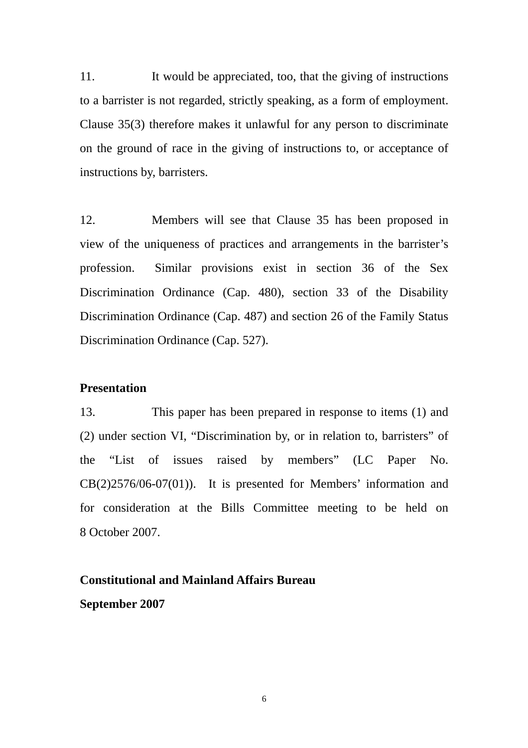11. It would be appreciated, too, that the giving of instructions to a barrister is not regarded, strictly speaking, as a form of employment. Clause 35(3) therefore makes it unlawful for any person to discriminate on the ground of race in the giving of instructions to, or acceptance of instructions by, barristers.

12. Members will see that Clause 35 has been proposed in view of the uniqueness of practices and arrangements in the barrister's profession. Similar provisions exist in section 36 of the Sex Discrimination Ordinance (Cap. 480), section 33 of the Disability Discrimination Ordinance (Cap. 487) and section 26 of the Family Status Discrimination Ordinance (Cap. 527).

**Presentation**

13. This paper has been prepared in response to items (1) and (2) under section VI, "Discrimination by, or in relation to, barristers" of the "List of issues raised by members" (LC Paper No. CB(2)2576/06-07(01)). It is presented for Members' information and for consideration at the Bills Committee meeting to be held on 8 October 2007.

**Constitutional and Mainland Affairs Bureau**
**September 2007**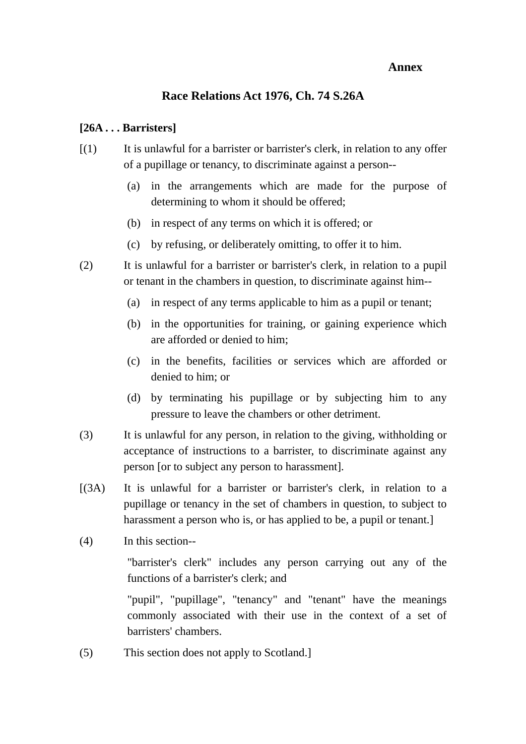**Annex**

## Race Relations Act 1976, Ch. 74 S.26A

**[26A . . . Barristers]**

[(1) It is unlawful for a barrister or barrister's clerk, in relation to any offer of a pupillage or tenancy, to discriminate against a person--

  (a) in the arrangements which are made for the purpose of determining to whom it should be offered;

  (b) in respect of any terms on which it is offered; or

  (c) by refusing, or deliberately omitting, to offer it to him.

(2) It is unlawful for a barrister or barrister's clerk, in relation to a pupil or tenant in the chambers in question, to discriminate against him--

  (a) in respect of any terms applicable to him as a pupil or tenant;

  (b) in the opportunities for training, or gaining experience which are afforded or denied to him;

  (c) in the benefits, facilities or services which are afforded or denied to him; or

  (d) by terminating his pupillage or by subjecting him to any pressure to leave the chambers or other detriment.

(3) It is unlawful for any person, in relation to the giving, withholding or acceptance of instructions to a barrister, to discriminate against any person [or to subject any person to harassment].

[(3A) It is unlawful for a barrister or barrister's clerk, in relation to a pupillage or tenancy in the set of chambers in question, to subject to harassment a person who is, or has applied to be, a pupil or tenant.]

(4) In this section--

  "barrister's clerk" includes any person carrying out any of the functions of a barrister's clerk; and

  "pupil", "pupillage", "tenancy" and "tenant" have the meanings commonly associated with their use in the context of a set of barristers' chambers.

(5) This section does not apply to Scotland.]